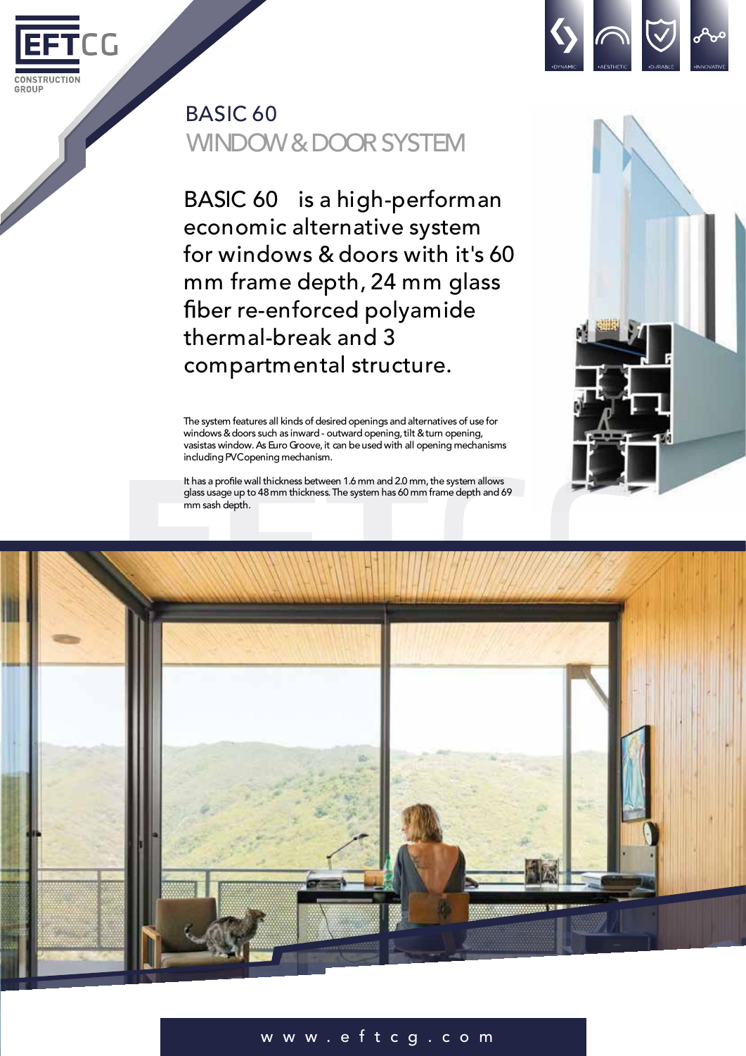# BASIC 60

## WINDOW & DOOR SYSTEM

BASIC 60 is a high-performan economic alternative system for windows & doors with it's 60 mm frame depth, 24 mm glass fiber re-enforced polyamide thermal-break and 3 compartmental structure.

The system features all kinds of desired openings and alternatives of use for windows & doors such as inward - outward opening, tilt & turn opening, vasistas window. As Euro Groove, it can be used with all opening mechanisms including PVC opening mechanism.

It has a profile wall thickness between 1.6 mm and 2.0 mm, the system allows glass usage up to 48 mm thickness. The system has 60 mm frame depth and 69 mm sash depth.

www.eftcg.com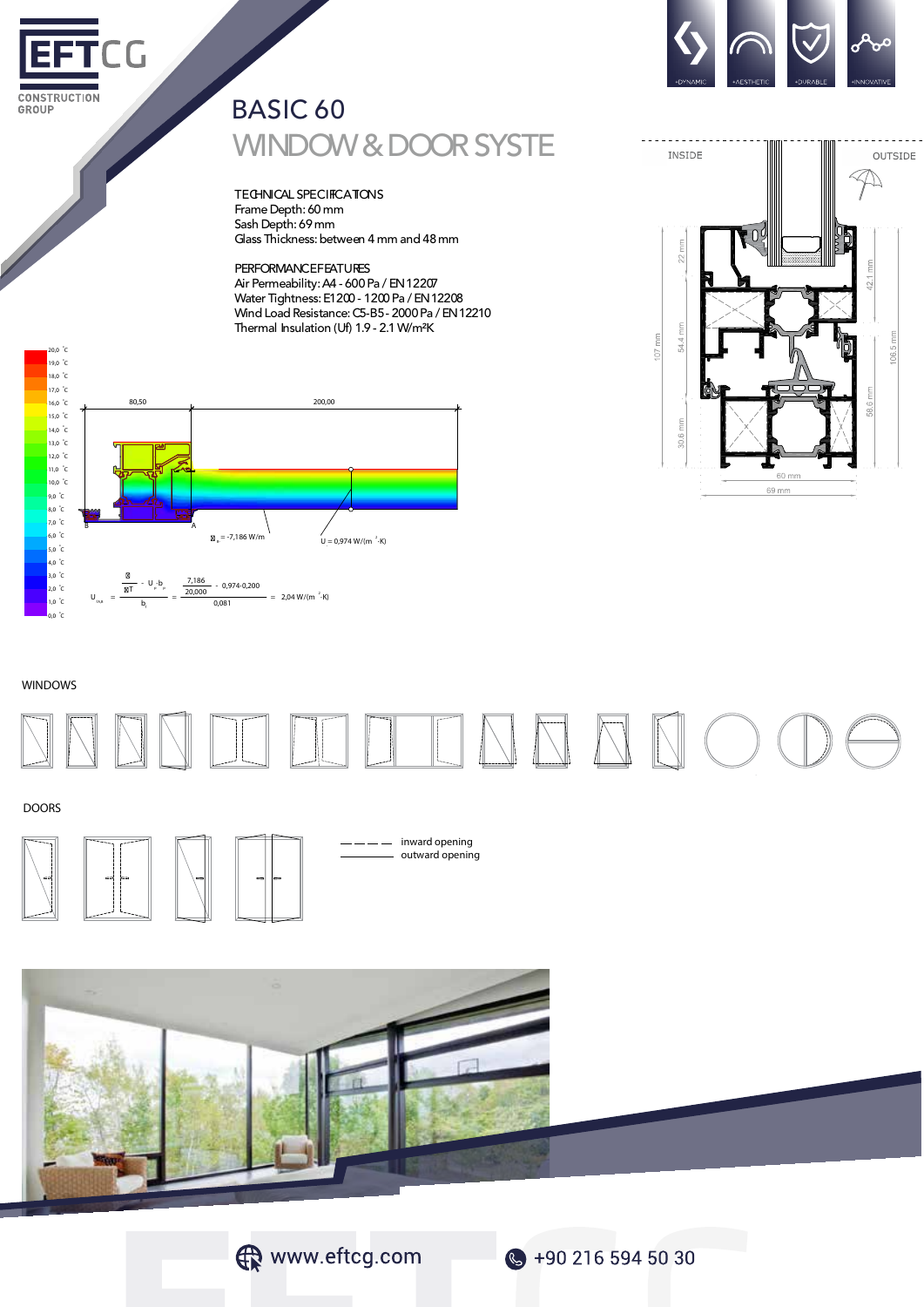# BASIC 60

## WINDOW & DOOR SYSTE

TECHNICAL SPECIFICATIONS
Frame Depth: 60 mm
Sash Depth: 69 mm
Glass Thickness: between 4 mm and 48 mm

PERFORMANCE FEATURES
Air Permeability: A4 - 600 Pa / EN 12207
Water Tightness: E1200 - 1200 Pa / EN 12208
Wind Load Resistance: C5-B5 - 2000 Pa / EN 12210
Thermal Insulation (Uf) 1.9 - 2.1 W/m²K

INSIDE
OUTSIDE

22 mm
107 mm
54.4 mm
30.6 mm
42.1 mm
106.5 mm
58.6 mm
60 mm
69 mm

20,0 °C
19,0 °C
18,0 °C
17,0 °C
16,0 °C
15,0 °C
14,0 °C
13,0 °C
12,0 °C
11,0 °C
10,0 °C
9,0 °C
8,0 °C
7,0 °C
6,0 °C
5,0 °C
4,0 °C
3,0 °C
2,0 °C
1,0 °C
0,0 °C

80,50
200,00
B
A

$\Phi_x$ = -7,186 W/m

U = 0,974 W/(m²·K)

$$U_{f,AX} = \frac{\frac{\Phi}{\Delta T} - U_p \cdot b_p}{b_f} = \frac{\frac{7,186}{20,000} - 0,974 \cdot 0,200}{0,081} = 2,04\ W/(m^2 \cdot K)$$

WINDOWS

DOORS

inward opening
outward opening

www.eftcg.com

+90 216 594 50 30